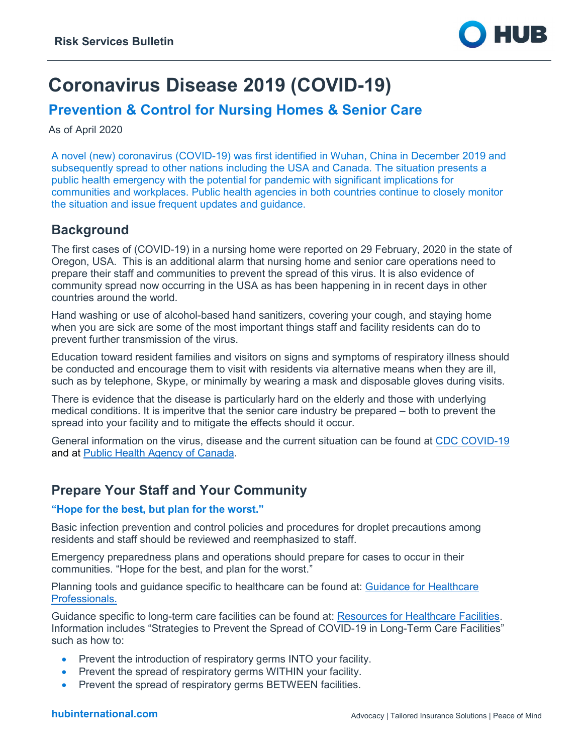Risk Services Bulletin

# Coronavirus Disease 2019 (COVID-19)

## Prevention & Control for Nursing Homes & Senior Care

As of April 2020

A novel (new) coronavirus (COVID-19) was first identified in Wuhan, China in December 2019 and subsequently spread to other nations including the USA and Canada. The situation presents a public health emergency with the potential for pandemic with significant implications for communities and workplaces. Public health agencies in both countries continue to closely monitor the situation and issue frequent updates and guidance.

## Background

The first cases of (COVID-19) in a nursing home were reported on 29 February, 2020 in the state of Oregon, USA. This is an additional alarm that nursing home and senior care operations need to prepare their staff and communities to prevent the spread of this virus. It is also evidence of community spread now occurring in the USA as has been happening in in recent days in other countries around the world.

Hand washing or use of alcohol-based hand sanitizers, covering your cough, and staying home when you are sick are some of the most important things staff and facility residents can do to prevent further transmission of the virus.

Education toward resident families and visitors on signs and symptoms of respiratory illness should be conducted and encourage them to visit with residents via alternative means when they are ill, such as by telephone, Skype, or minimally by wearing a mask and disposable gloves during visits.

There is evidence that the disease is particularly hard on the elderly and those with underlying medical conditions. It is imperitve that the senior care industry be prepared – both to prevent the spread into your facility and to mitigate the effects should it occur.

General information on the virus, disease and the current situation can be found at CDC COVID-19 and at Public Health Agency of Canada.

## Prepare Your Staff and Your Community

**"Hope for the best, but plan for the worst."**

Basic infection prevention and control policies and procedures for droplet precautions among residents and staff should be reviewed and reemphasized to staff.

Emergency preparedness plans and operations should prepare for cases to occur in their communities. "Hope for the best, and plan for the worst."

Planning tools and guidance specific to healthcare can be found at: Guidance for Healthcare Professionals.

Guidance specific to long-term care facilities can be found at: Resources for Healthcare Facilities. Information includes "Strategies to Prevent the Spread of COVID-19 in Long-Term Care Facilities" such as how to:

- Prevent the introduction of respiratory germs INTO your facility.
- Prevent the spread of respiratory germs WITHIN your facility.
- Prevent the spread of respiratory germs BETWEEN facilities.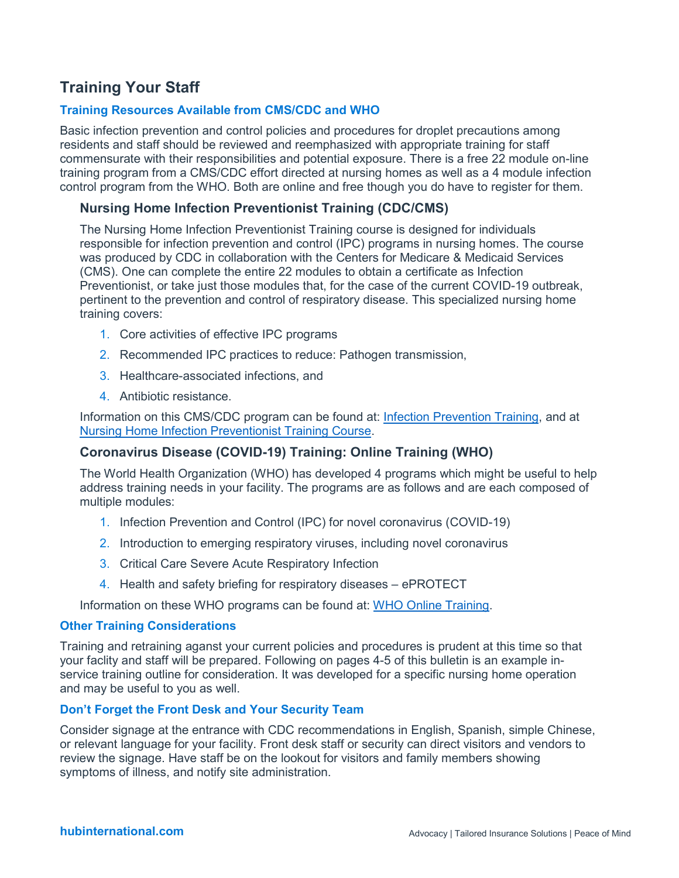## Training Your Staff

### Training Resources Available from CMS/CDC and WHO

Basic infection prevention and control policies and procedures for droplet precautions among residents and staff should be reviewed and reemphasized with appropriate training for staff commensurate with their responsibilities and potential exposure. There is a free 22 module on-line training program from a CMS/CDC effort directed at nursing homes as well as a 4 module infection control program from the WHO. Both are online and free though you do have to register for them.

#### Nursing Home Infection Preventionist Training (CDC/CMS)

The Nursing Home Infection Preventionist Training course is designed for individuals responsible for infection prevention and control (IPC) programs in nursing homes. The course was produced by CDC in collaboration with the Centers for Medicare & Medicaid Services (CMS). One can complete the entire 22 modules to obtain a certificate as Infection Preventionist, or take just those modules that, for the case of the current COVID-19 outbreak, pertinent to the prevention and control of respiratory disease. This specialized nursing home training covers:

1. Core activities of effective IPC programs
2. Recommended IPC practices to reduce: Pathogen transmission,
3. Healthcare-associated infections, and
4. Antibiotic resistance.

Information on this CMS/CDC program can be found at: Infection Prevention Training, and at Nursing Home Infection Preventionist Training Course.

#### Coronavirus Disease (COVID-19) Training: Online Training (WHO)

The World Health Organization (WHO) has developed 4 programs which might be useful to help address training needs in your facility. The programs are as follows and are each composed of multiple modules:

1. Infection Prevention and Control (IPC) for novel coronavirus (COVID-19)
2. Introduction to emerging respiratory viruses, including novel coronavirus
3. Critical Care Severe Acute Respiratory Infection
4. Health and safety briefing for respiratory diseases – ePROTECT

Information on these WHO programs can be found at: WHO Online Training.

### Other Training Considerations

Training and retraining aganst your current policies and procedures is prudent at this time so that your faclity and staff will be prepared. Following on pages 4-5 of this bulletin is an example in-service training outline for consideration. It was developed for a specific nursing home operation and may be useful to you as well.

### Don't Forget the Front Desk and Your Security Team

Consider signage at the entrance with CDC recommendations in English, Spanish, simple Chinese, or relevant language for your facility. Front desk staff or security can direct visitors and vendors to review the signage. Have staff be on the lookout for visitors and family members showing symptoms of illness, and notify site administration.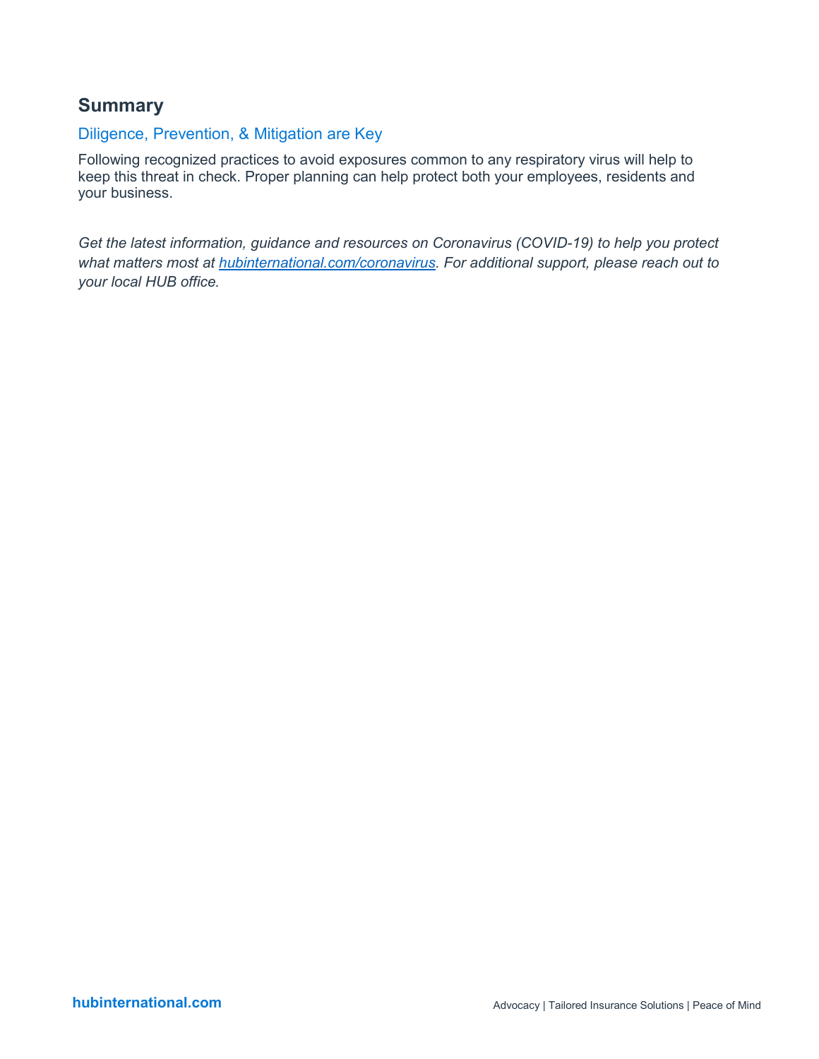## Summary

### Diligence, Prevention, & Mitigation are Key

Following recognized practices to avoid exposures common to any respiratory virus will help to keep this threat in check. Proper planning can help protect both your employees, residents and your business.

*Get the latest information, guidance and resources on Coronavirus (COVID-19) to help you protect what matters most at [hubinternational.com/coronavirus](hubinternational.com/coronavirus). For additional support, please reach out to your local HUB office.*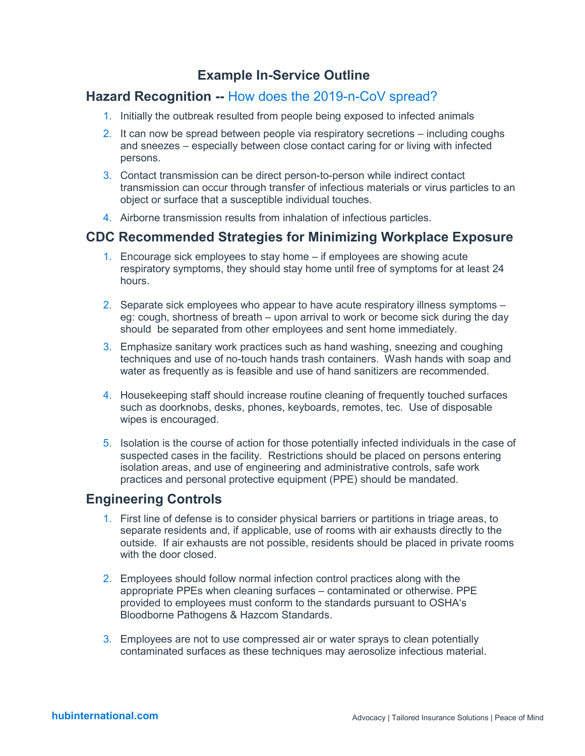# Example In-Service Outline

## Hazard Recognition -- How does the 2019-n-CoV spread?

1. Initially the outbreak resulted from people being exposed to infected animals
2. It can now be spread between people via respiratory secretions – including coughs and sneezes – especially between close contact caring for or living with infected persons.
3. Contact transmission can be direct person-to-person while indirect contact transmission can occur through transfer of infectious materials or virus particles to an object or surface that a susceptible individual touches.
4. Airborne transmission results from inhalation of infectious particles.

## CDC Recommended Strategies for Minimizing Workplace Exposure

1. Encourage sick employees to stay home – if employees are showing acute respiratory symptoms, they should stay home until free of symptoms for at least 24 hours.
2. Separate sick employees who appear to have acute respiratory illness symptoms – eg: cough, shortness of breath – upon arrival to work or become sick during the day should be separated from other employees and sent home immediately.
3. Emphasize sanitary work practices such as hand washing, sneezing and coughing techniques and use of no-touch hands trash containers. Wash hands with soap and water as frequently as is feasible and use of hand sanitizers are recommended.
4. Housekeeping staff should increase routine cleaning of frequently touched surfaces such as doorknobs, desks, phones, keyboards, remotes, tec. Use of disposable wipes is encouraged.
5. Isolation is the course of action for those potentially infected individuals in the case of suspected cases in the facility. Restrictions should be placed on persons entering isolation areas, and use of engineering and administrative controls, safe work practices and personal protective equipment (PPE) should be mandated.

## Engineering Controls

1. First line of defense is to consider physical barriers or partitions in triage areas, to separate residents and, if applicable, use of rooms with air exhausts directly to the outside. If air exhausts are not possible, residents should be placed in private rooms with the door closed.
2. Employees should follow normal infection control practices along with the appropriate PPEs when cleaning surfaces – contaminated or otherwise. PPE provided to employees must conform to the standards pursuant to OSHA's Bloodborne Pathogens & Hazcom Standards.
3. Employees are not to use compressed air or water sprays to clean potentially contaminated surfaces as these techniques may aerosolize infectious material.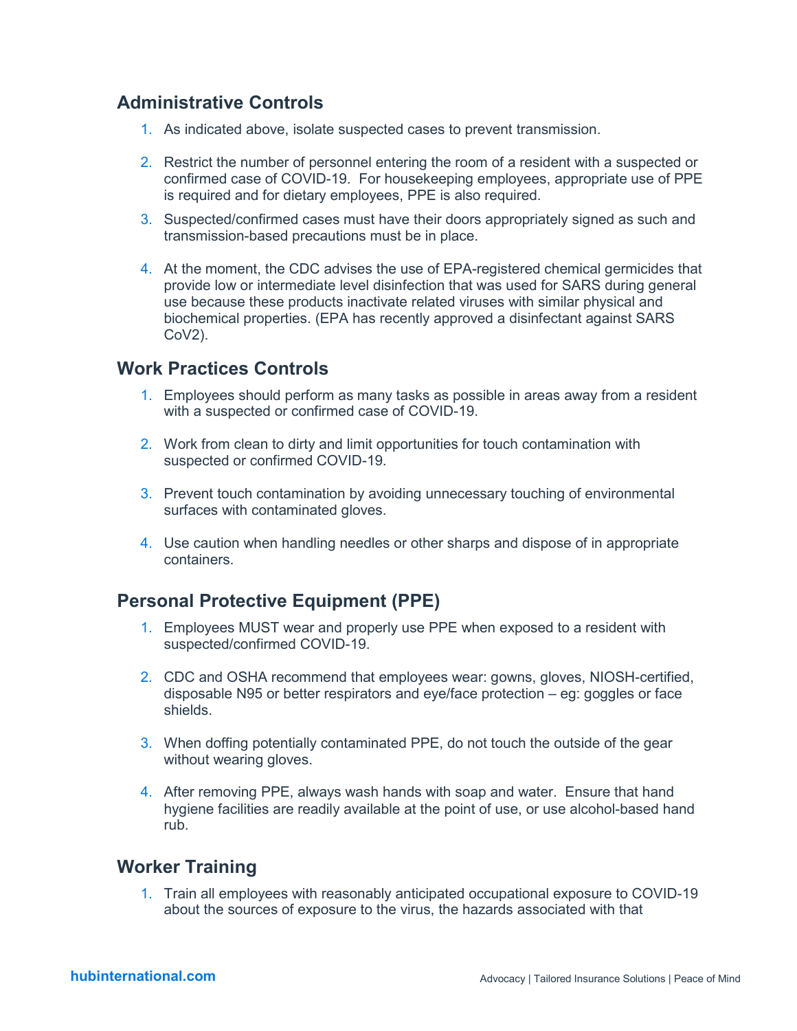## Administrative Controls

1. As indicated above, isolate suspected cases to prevent transmission.
2. Restrict the number of personnel entering the room of a resident with a suspected or confirmed case of COVID-19. For housekeeping employees, appropriate use of PPE is required and for dietary employees, PPE is also required.
3. Suspected/confirmed cases must have their doors appropriately signed as such and transmission-based precautions must be in place.
4. At the moment, the CDC advises the use of EPA-registered chemical germicides that provide low or intermediate level disinfection that was used for SARS during general use because these products inactivate related viruses with similar physical and biochemical properties. (EPA has recently approved a disinfectant against SARS CoV2).

## Work Practices Controls

1. Employees should perform as many tasks as possible in areas away from a resident with a suspected or confirmed case of COVID-19.
2. Work from clean to dirty and limit opportunities for touch contamination with suspected or confirmed COVID-19.
3. Prevent touch contamination by avoiding unnecessary touching of environmental surfaces with contaminated gloves.
4. Use caution when handling needles or other sharps and dispose of in appropriate containers.

## Personal Protective Equipment (PPE)

1. Employees MUST wear and properly use PPE when exposed to a resident with suspected/confirmed COVID-19.
2. CDC and OSHA recommend that employees wear: gowns, gloves, NIOSH-certified, disposable N95 or better respirators and eye/face protection – eg: goggles or face shields.
3. When doffing potentially contaminated PPE, do not touch the outside of the gear without wearing gloves.
4. After removing PPE, always wash hands with soap and water. Ensure that hand hygiene facilities are readily available at the point of use, or use alcohol-based hand rub.

## Worker Training

1. Train all employees with reasonably anticipated occupational exposure to COVID-19 about the sources of exposure to the virus, the hazards associated with that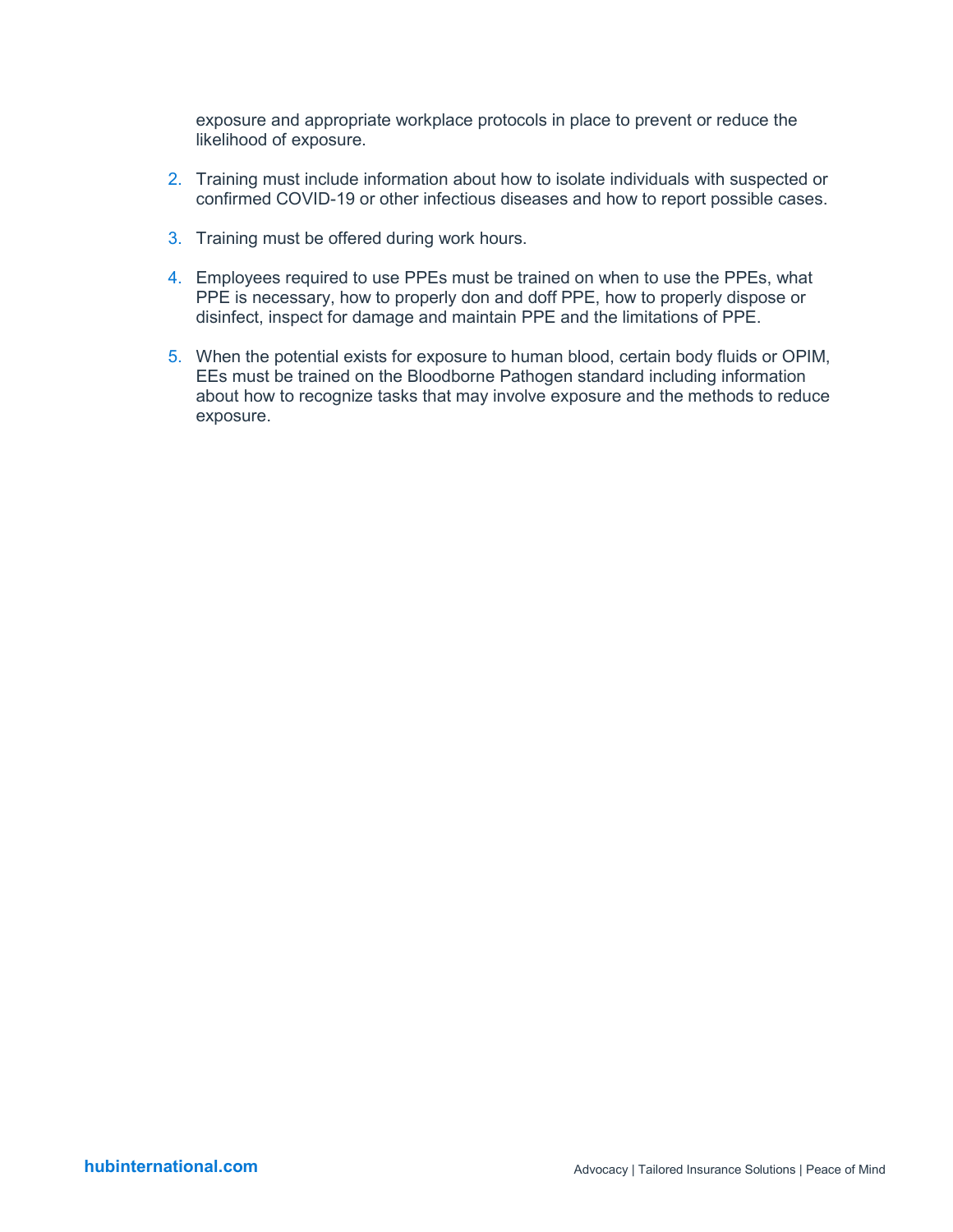exposure and appropriate workplace protocols in place to prevent or reduce the likelihood of exposure.

2. Training must include information about how to isolate individuals with suspected or confirmed COVID-19 or other infectious diseases and how to report possible cases.

3. Training must be offered during work hours.

4. Employees required to use PPEs must be trained on when to use the PPEs, what PPE is necessary, how to properly don and doff PPE, how to properly dispose or disinfect, inspect for damage and maintain PPE and the limitations of PPE.

5. When the potential exists for exposure to human blood, certain body fluids or OPIM, EEs must be trained on the Bloodborne Pathogen standard including information about how to recognize tasks that may involve exposure and the methods to reduce exposure.